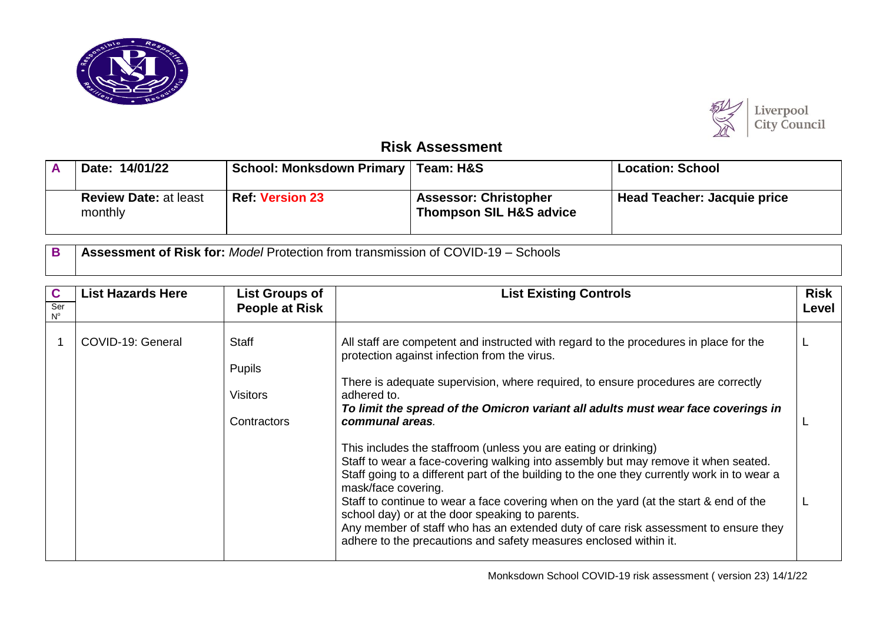# Risk Assessment

| A | Date: 14/01/22 | School: Monksdown Primary | Team: H&S | Location: School |
|---|---|---|---|---|
| | **Review Date:** at least monthly | **Ref: Version 23** | **Assessor: Christopher Thompson SIL H&S advice** | **Head Teacher: Jacquie price** |

| B | **Assessment of Risk for:** *Model* Protection from transmission of COVID-19 – Schools |
|---|---|

| C Ser Nº | List Hazards Here | List Groups of People at Risk | List Existing Controls | Risk Level |
|---|---|---|---|---|
| 1 | COVID-19: General | Staff<br><br>Pupils<br><br>Visitors<br><br>Contractors | All staff are competent and instructed with regard to the procedures in place for the protection against infection from the virus.<br><br>There is adequate supervision, where required, to ensure procedures are correctly adhered to.<br>***To limit the spread of the Omicron variant all adults must wear face coverings in communal areas****.*<br><br>This includes the staffroom (unless you are eating or drinking)<br>Staff to wear a face-covering walking into assembly but may remove it when seated.<br>Staff going to a different part of the building to the one they currently work in to wear a mask/face covering.<br>Staff to continue to wear a face covering when on the yard (at the start & end of the school day) or at the door speaking to parents.<br>Any member of staff who has an extended duty of care risk assessment to ensure they adhere to the precautions and safety measures enclosed within it. | L<br><br><br><br>L<br><br><br><br>L |

Monksdown School COVID-19 risk assessment ( version 23) 14/1/22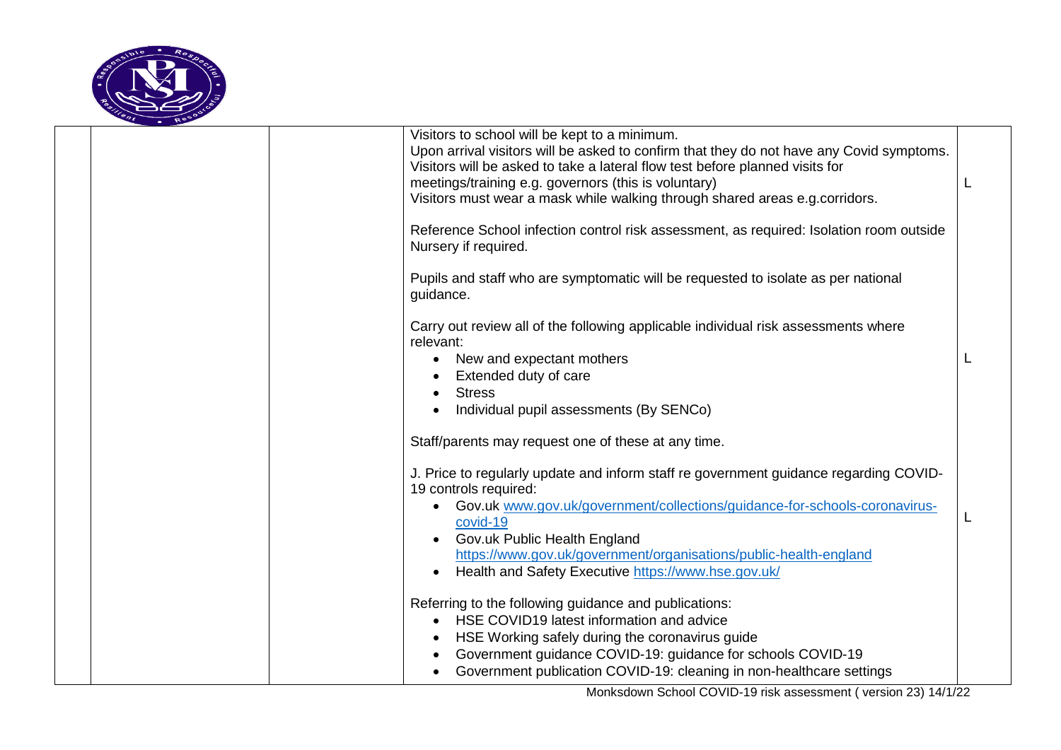| | | | |
|---|---|---|---|
| | | Visitors to school will be kept to a minimum.<br>Upon arrival visitors will be asked to confirm that they do not have any Covid symptoms.<br>Visitors will be asked to take a lateral flow test before planned visits for meetings/training e.g. governors (this is voluntary)<br>Visitors must wear a mask while walking through shared areas e.g.corridors.<br><br>Reference School infection control risk assessment, as required: Isolation room outside Nursery if required.<br><br>Pupils and staff who are symptomatic will be requested to isolate as per national guidance. | L |
| | | Carry out review all of the following applicable individual risk assessments where relevant:<br>• New and expectant mothers<br>• Extended duty of care<br>• Stress<br>• Individual pupil assessments (By SENCo)<br><br>Staff/parents may request one of these at any time. | L |
| | | J. Price to regularly update and inform staff re government guidance regarding COVID-19 controls required:<br>• Gov.uk [www.gov.uk/government/collections/guidance-for-schools-coronavirus-covid-19](www.gov.uk/government/collections/guidance-for-schools-coronavirus-covid-19)<br>• Gov.uk Public Health England [https://www.gov.uk/government/organisations/public-health-england](https://www.gov.uk/government/organisations/public-health-england)<br>• Health and Safety Executive [https://www.hse.gov.uk/](https://www.hse.gov.uk/)<br><br>Referring to the following guidance and publications:<br>• HSE COVID19 latest information and advice<br>• HSE Working safely during the coronavirus guide<br>• Government guidance COVID-19: guidance for schools COVID-19<br>• Government publication COVID-19: cleaning in non-healthcare settings | L |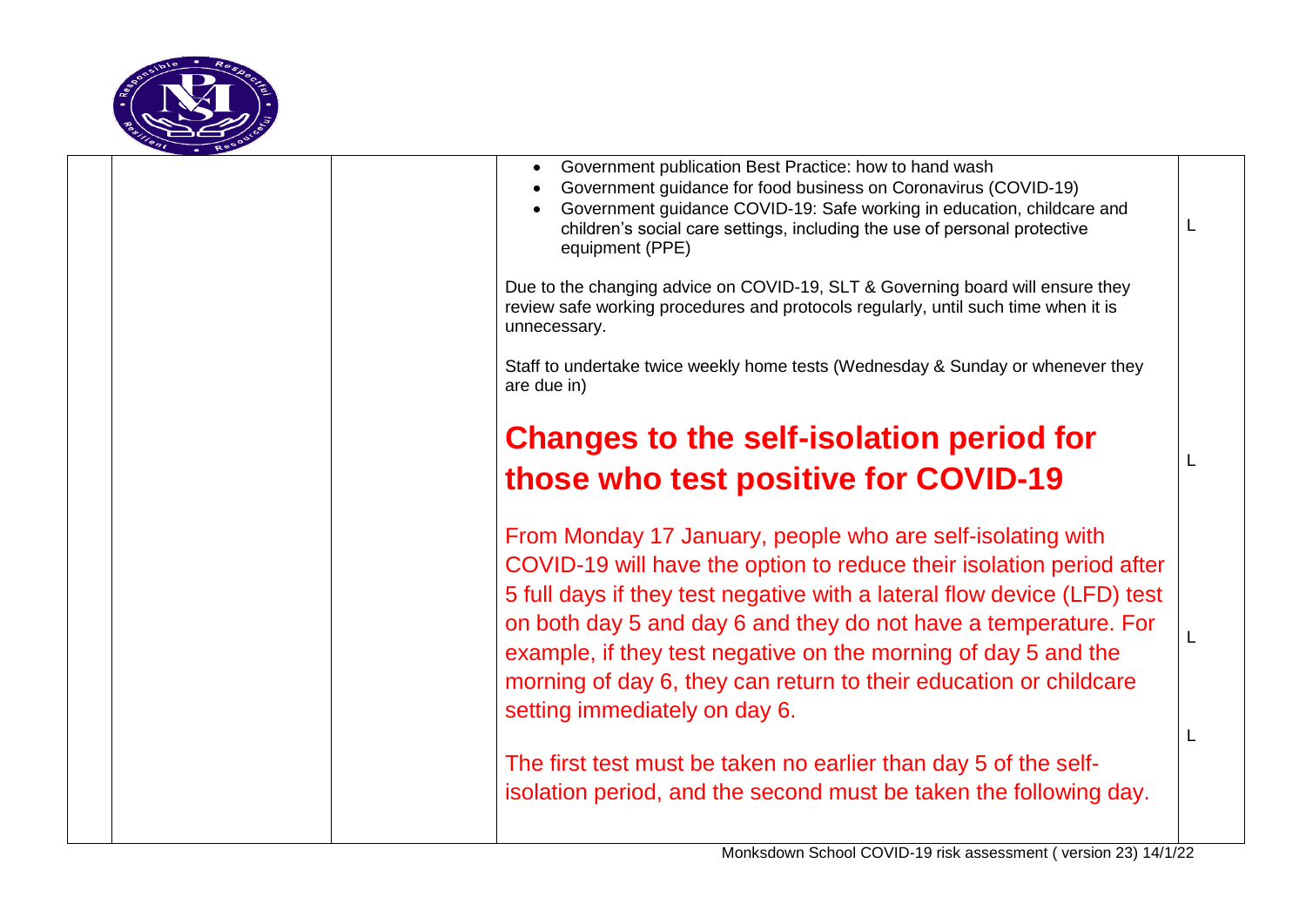| | | | |
|---|---|---|---|
| | | - Government publication Best Practice: how to hand wash<br>- Government guidance for food business on Coronavirus (COVID-19)<br>- Government guidance COVID-19: Safe working in education, childcare and children's social care settings, including the use of personal protective equipment (PPE)<br><br>Due to the changing advice on COVID-19, SLT & Governing board will ensure they review safe working procedures and protocols regularly, until such time when it is unnecessary.<br><br>Staff to undertake twice weekly home tests (Wednesday & Sunday or whenever they are due in)<br><br>**Changes to the self-isolation period for those who test positive for COVID-19**<br><br>From Monday 17 January, people who are self-isolating with COVID-19 will have the option to reduce their isolation period after 5 full days if they test negative with a lateral flow device (LFD) test on both day 5 and day 6 and they do not have a temperature. For example, if they test negative on the morning of day 5 and the morning of day 6, they can return to their education or childcare setting immediately on day 6.<br><br>The first test must be taken no earlier than day 5 of the self-isolation period, and the second must be taken the following day. | L<br><br>L<br><br>L<br><br>L |

Monksdown School COVID-19 risk assessment ( version 23) 14/1/22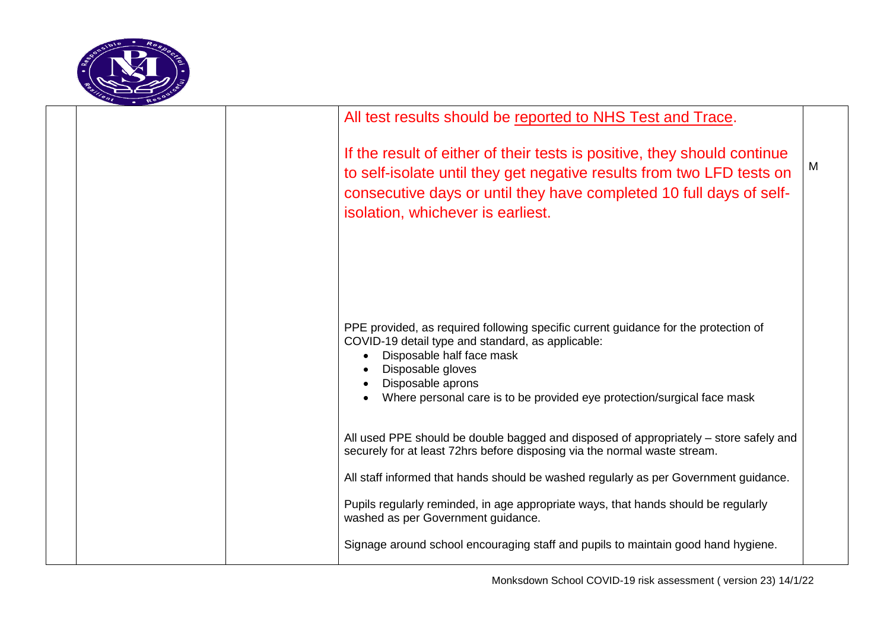|  |  |  |  |  |
|---|---|---|---|---|
|  |  |  | All test results should be reported to NHS Test and Trace.<br><br>If the result of either of their tests is positive, they should continue to self-isolate until they get negative results from two LFD tests on consecutive days or until they have completed 10 full days of self-isolation, whichever is earliest.<br><br>PPE provided, as required following specific current guidance for the protection of COVID-19 detail type and standard, as applicable:<br>• Disposable half face mask<br>• Disposable gloves<br>• Disposable aprons<br>• Where personal care is to be provided eye protection/surgical face mask<br><br>All used PPE should be double bagged and disposed of appropriately – store safely and securely for at least 72hrs before disposing via the normal waste stream.<br><br>All staff informed that hands should be washed regularly as per Government guidance.<br><br>Pupils regularly reminded, in age appropriate ways, that hands should be regularly washed as per Government guidance.<br><br>Signage around school encouraging staff and pupils to maintain good hand hygiene. | M |

Monksdown School COVID-19 risk assessment ( version 23) 14/1/22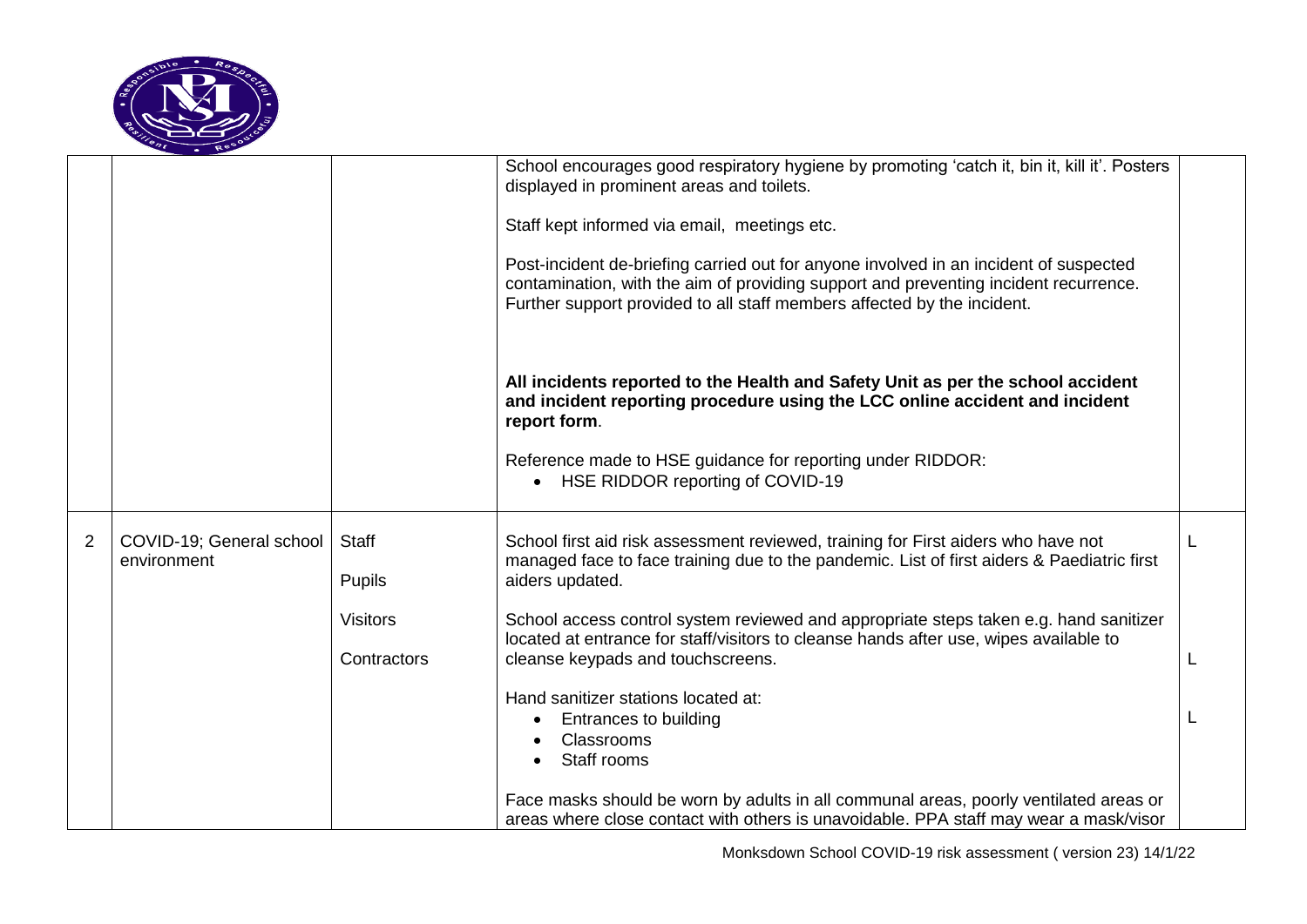| | | | | |
|---|---|---|---|---|
| | | | School encourages good respiratory hygiene by promoting 'catch it, bin it, kill it'. Posters displayed in prominent areas and toilets.<br><br>Staff kept informed via email, meetings etc.<br><br>Post-incident de-briefing carried out for anyone involved in an incident of suspected contamination, with the aim of providing support and preventing incident recurrence. Further support provided to all staff members affected by the incident.<br><br>**All incidents reported to the Health and Safety Unit as per the school accident and incident reporting procedure using the LCC online accident and incident report form**.<br><br>Reference made to HSE guidance for reporting under RIDDOR:<br>• HSE RIDDOR reporting of COVID-19 | |
| 2 | COVID-19; General school environment | Staff<br><br>Pupils<br><br>Visitors<br><br>Contractors | School first aid risk assessment reviewed, training for First aiders who have not managed face to face training due to the pandemic. List of first aiders & Paediatric first aiders updated.<br><br>School access control system reviewed and appropriate steps taken e.g. hand sanitizer located at entrance for staff/visitors to cleanse hands after use, wipes available to cleanse keypads and touchscreens.<br><br>Hand sanitizer stations located at:<br>• Entrances to building<br>• Classrooms<br>• Staff rooms<br><br>Face masks should be worn by adults in all communal areas, poorly ventilated areas or areas where close contact with others is unavoidable. PPA staff may wear a mask/visor | L<br><br>L<br><br>L |

Monksdown School COVID-19 risk assessment ( version 23) 14/1/22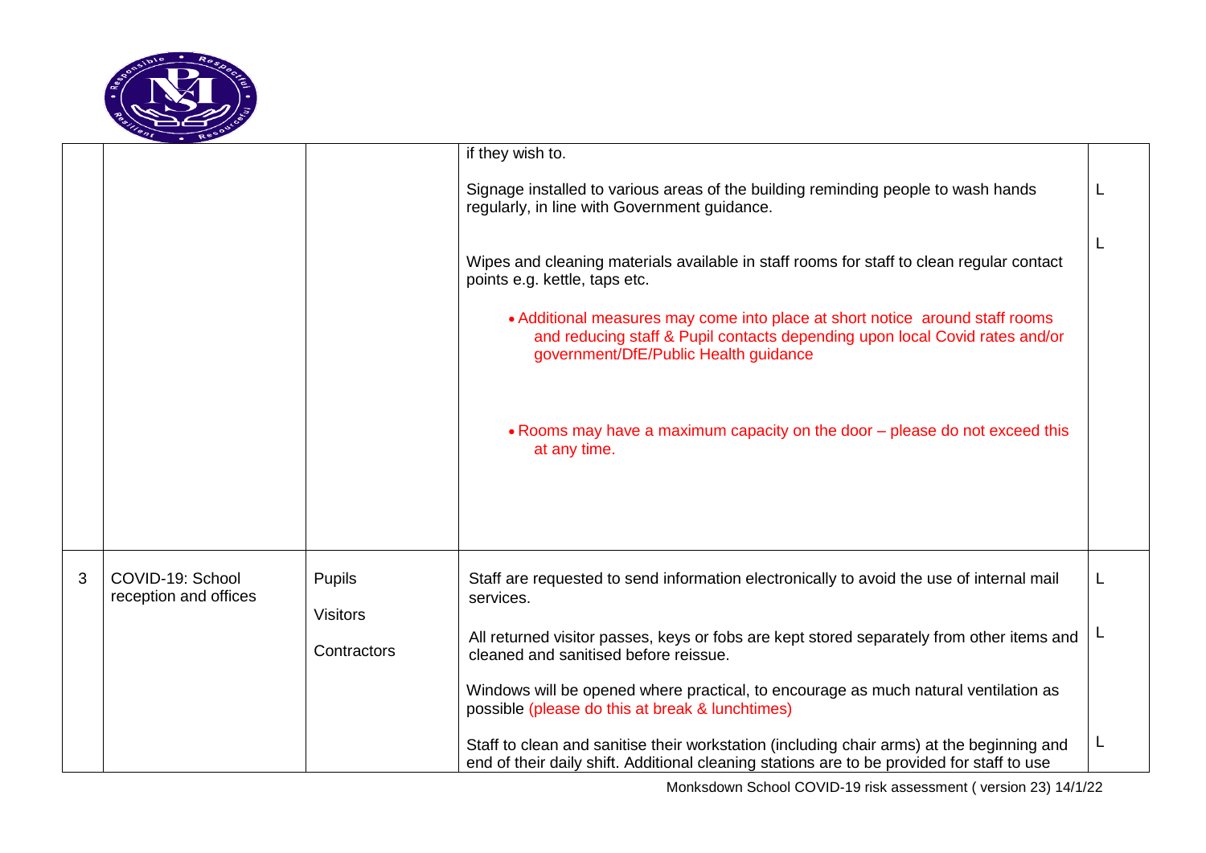| | | | | |
|---|---|---|---|---|
| | | | if they wish to.<br><br>Signage installed to various areas of the building reminding people to wash hands regularly, in line with Government guidance.<br><br>Wipes and cleaning materials available in staff rooms for staff to clean regular contact points e.g. kettle, taps etc.<br><br>• Additional measures may come into place at short notice around staff rooms and reducing staff & Pupil contacts depending upon local Covid rates and/or government/DfE/Public Health guidance<br><br>• Rooms may have a maximum capacity on the door – please do not exceed this at any time. | L<br><br>L |
| 3 | COVID-19: School reception and offices | Pupils<br><br>Visitors<br><br>Contractors | Staff are requested to send information electronically to avoid the use of internal mail services.<br><br>All returned visitor passes, keys or fobs are kept stored separately from other items and cleaned and sanitised before reissue.<br><br>Windows will be opened where practical, to encourage as much natural ventilation as possible (please do this at break & lunchtimes)<br><br>Staff to clean and sanitise their workstation (including chair arms) at the beginning and end of their daily shift. Additional cleaning stations are to be provided for staff to use | L<br><br>L<br><br>L |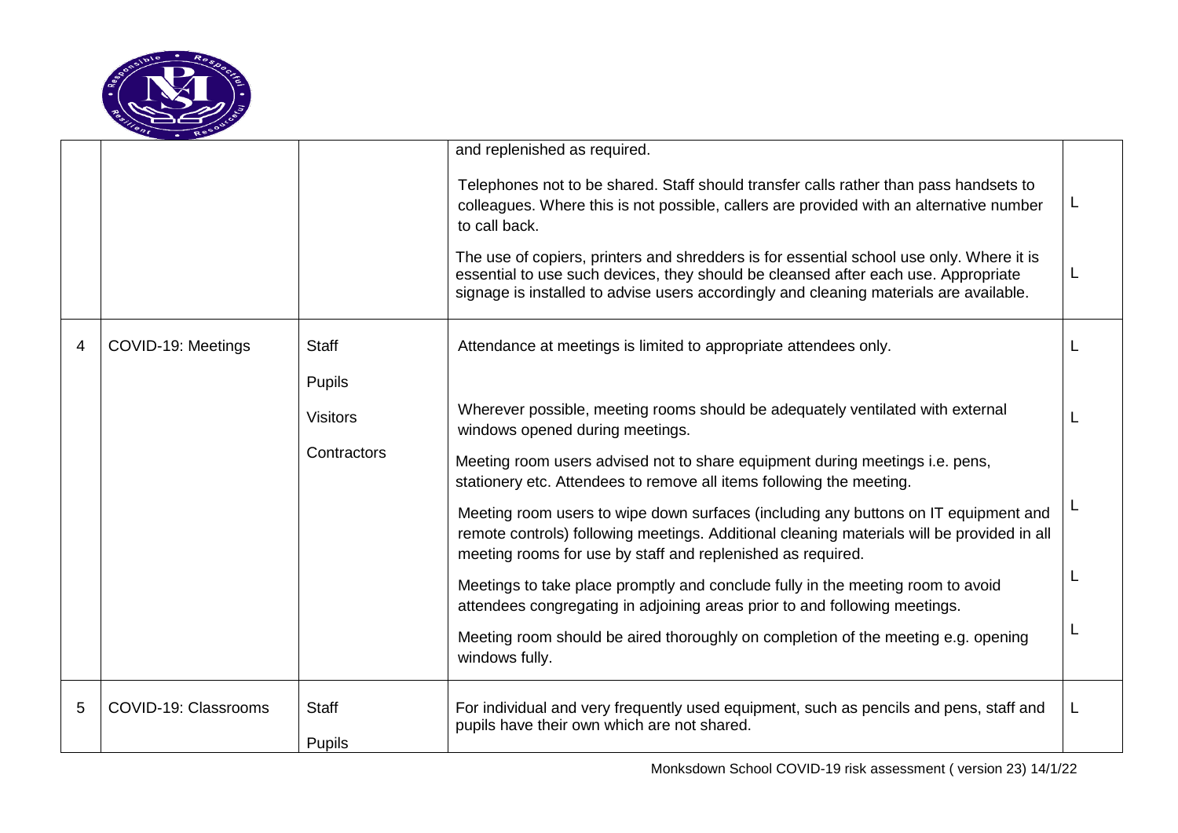|   |   |   |   |   |
|---|---|---|---|---|
|   |   |   | and replenished as required.<br><br>Telephones not to be shared. Staff should transfer calls rather than pass handsets to colleagues. Where this is not possible, callers are provided with an alternative number to call back.<br><br>The use of copiers, printers and shredders is for essential school use only. Where it is essential to use such devices, they should be cleansed after each use. Appropriate signage is installed to advise users accordingly and cleaning materials are available. | <br><br>L<br><br>L |
| 4 | COVID-19: Meetings | Staff<br><br>Pupils<br><br>Visitors<br><br>Contractors | Attendance at meetings is limited to appropriate attendees only.<br><br>Wherever possible, meeting rooms should be adequately ventilated with external windows opened during meetings.<br><br>Meeting room users advised not to share equipment during meetings i.e. pens, stationery etc. Attendees to remove all items following the meeting.<br><br>Meeting room users to wipe down surfaces (including any buttons on IT equipment and remote controls) following meetings. Additional cleaning materials will be provided in all meeting rooms for use by staff and replenished as required.<br><br>Meetings to take place promptly and conclude fully in the meeting room to avoid attendees congregating in adjoining areas prior to and following meetings.<br><br>Meeting room should be aired thoroughly on completion of the meeting e.g. opening windows fully. | L<br><br>L<br><br>L<br><br>L<br><br>L |
| 5 | COVID-19: Classrooms | Staff<br><br>Pupils | For individual and very frequently used equipment, such as pencils and pens, staff and pupils have their own which are not shared. | L |

Monksdown School COVID-19 risk assessment ( version 23) 14/1/22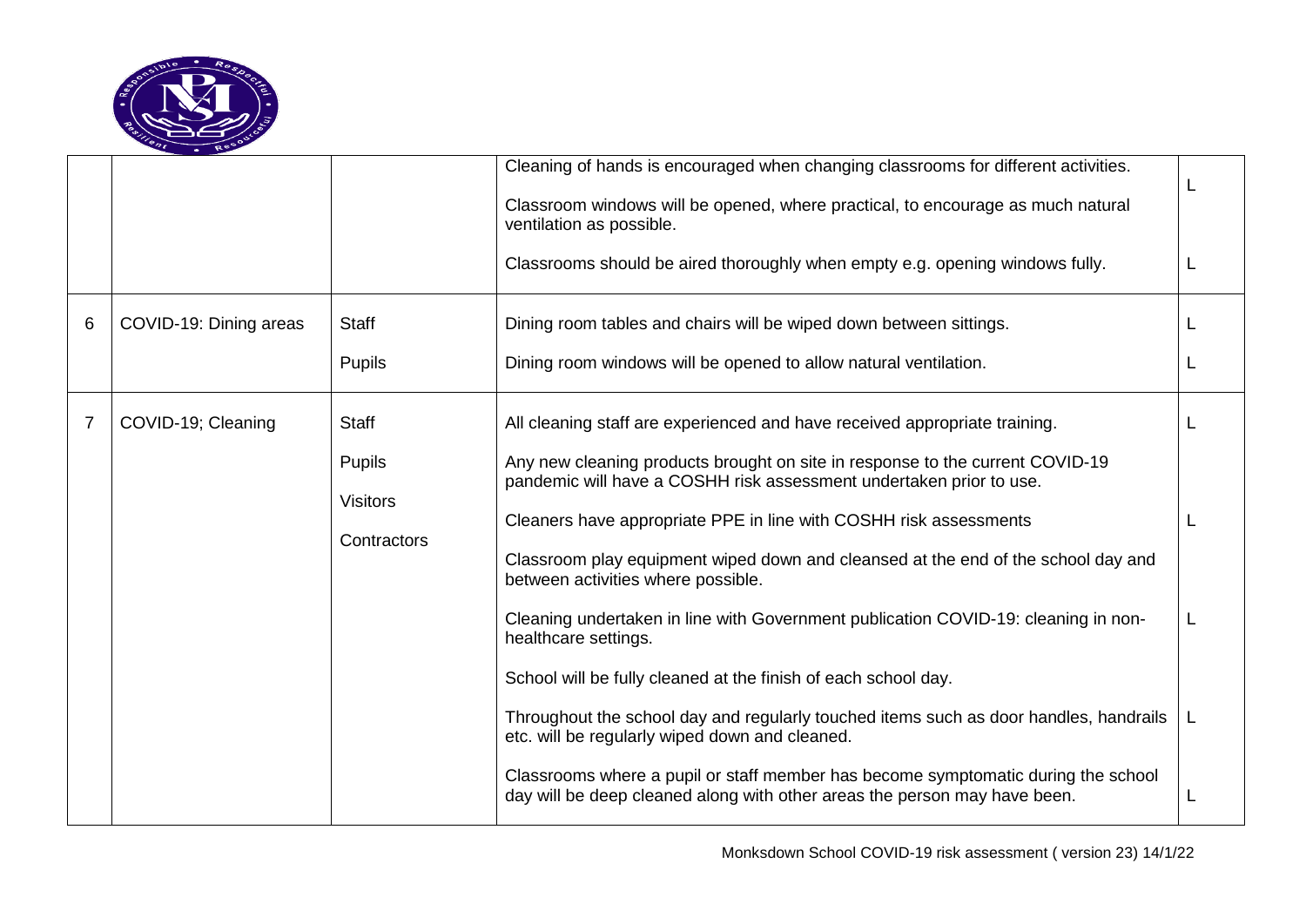| | | | | |
|---|---|---|---|---|
| | | | Cleaning of hands is encouraged when changing classrooms for different activities.<br><br>Classroom windows will be opened, where practical, to encourage as much natural ventilation as possible.<br><br>Classrooms should be aired thoroughly when empty e.g. opening windows fully. | L<br><br><br><br>L |
| 6 | COVID-19: Dining areas | Staff<br><br>Pupils | Dining room tables and chairs will be wiped down between sittings.<br><br>Dining room windows will be opened to allow natural ventilation. | L<br><br>L |
| 7 | COVID-19; Cleaning | Staff<br><br>Pupils<br><br>Visitors<br><br>Contractors | All cleaning staff are experienced and have received appropriate training.<br><br>Any new cleaning products brought on site in response to the current COVID-19 pandemic will have a COSHH risk assessment undertaken prior to use.<br><br>Cleaners have appropriate PPE in line with COSHH risk assessments<br><br>Classroom play equipment wiped down and cleansed at the end of the school day and between activities where possible.<br><br>Cleaning undertaken in line with Government publication COVID-19: cleaning in non-healthcare settings.<br><br>School will be fully cleaned at the finish of each school day.<br><br>Throughout the school day and regularly touched items such as door handles, handrails etc. will be regularly wiped down and cleaned.<br><br>Classrooms where a pupil or staff member has become symptomatic during the school day will be deep cleaned along with other areas the person may have been. | L<br><br><br><br>L<br><br><br><br>L<br><br><br><br>L<br><br><br><br>L |

Monksdown School COVID-19 risk assessment ( version 23) 14/1/22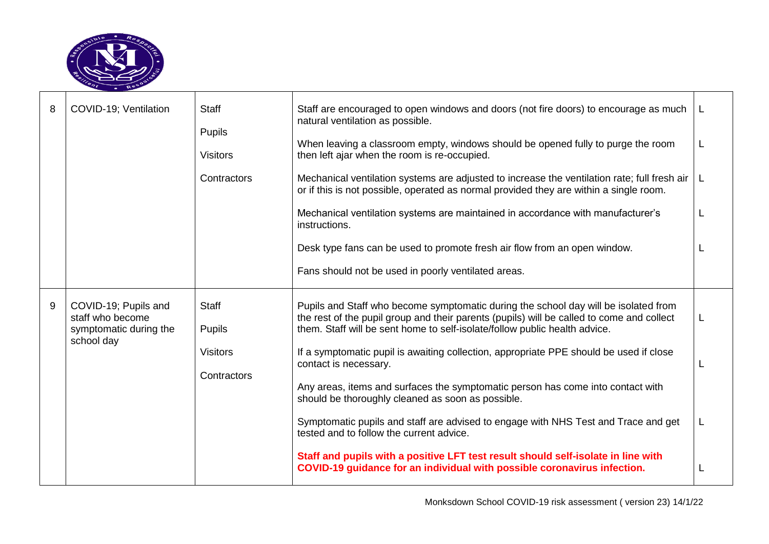| 8 | COVID-19; Ventilation | Staff<br>Pupils<br>Visitors<br>Contractors | Staff are encouraged to open windows and doors (not fire doors) to encourage as much natural ventilation as possible.<br><br>When leaving a classroom empty, windows should be opened fully to purge the room then left ajar when the room is re-occupied.<br><br>Mechanical ventilation systems are adjusted to increase the ventilation rate; full fresh air or if this is not possible, operated as normal provided they are within a single room.<br><br>Mechanical ventilation systems are maintained in accordance with manufacturer's instructions.<br><br>Desk type fans can be used to promote fresh air flow from an open window.<br><br>Fans should not be used in poorly ventilated areas. | L<br><br>L<br><br>L<br><br>L<br><br>L |
|---|---|---|---|---|
| 9 | COVID-19; Pupils and staff who become symptomatic during the school day | Staff<br>Pupils<br>Visitors<br>Contractors | Pupils and Staff who become symptomatic during the school day will be isolated from the rest of the pupil group and their parents (pupils) will be called to come and collect them. Staff will be sent home to self-isolate/follow public health advice.<br><br>If a symptomatic pupil is awaiting collection, appropriate PPE should be used if close contact is necessary.<br><br>Any areas, items and surfaces the symptomatic person has come into contact with should be thoroughly cleaned as soon as possible.<br><br>Symptomatic pupils and staff are advised to engage with NHS Test and Trace and get tested and to follow the current advice.<br><br>**Staff and pupils with a positive LFT test result should self-isolate in line with COVID-19 guidance for an individual with possible coronavirus infection.** | L<br><br>L<br><br>L<br><br>L |

Monksdown School COVID-19 risk assessment ( version 23) 14/1/22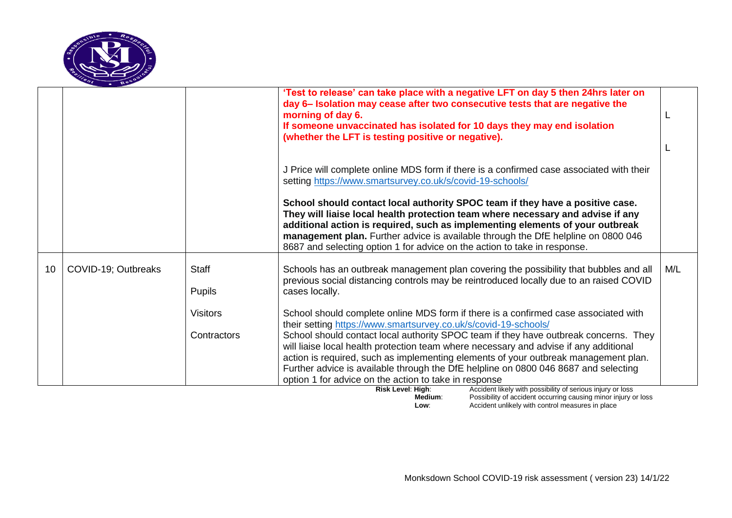| | | | | |
|---|---|---|---|---|
| | | | **'Test to release' can take place with a negative LFT on day 5 then 24hrs later on day 6– Isolation may cease after two consecutive tests that are negative the morning of day 6.**<br>**If someone unvaccinated has isolated for 10 days they may end isolation (whether the LFT is testing positive or negative).**<br><br>J Price will complete online MDS form if there is a confirmed case associated with their setting https://www.smartsurvey.co.uk/s/covid-19-schools/<br><br>**School should contact local authority SPOC team if they have a positive case. They will liaise local health protection team where necessary and advise if any additional action is required, such as implementing elements of your outbreak management plan.** Further advice is available through the DfE helpline on 0800 046 8687 and selecting option 1 for advice on the action to take in response. | L<br><br>L |
| 10 | COVID-19; Outbreaks | Staff<br><br>Pupils<br><br>Visitors<br><br>Contractors | Schools has an outbreak management plan covering the possibility that bubbles and all previous social distancing controls may be reintroduced locally due to an raised COVID cases locally.<br><br>School should complete online MDS form if there is a confirmed case associated with their setting https://www.smartsurvey.co.uk/s/covid-19-schools/<br>School should contact local authority SPOC team if they have outbreak concerns. They will liaise local health protection team where necessary and advise if any additional action is required, such as implementing elements of your outbreak management plan. Further advice is available through the DfE helpline on 0800 046 8687 and selecting option 1 for advice on the action to take in response | M/L |

**Risk Level**: **High**: Accident likely with possibility of serious injury or loss
**Medium**: Possibility of accident occurring causing minor injury or loss
**Low**: Accident unlikely with control measures in place

Monksdown School COVID-19 risk assessment ( version 23) 14/1/22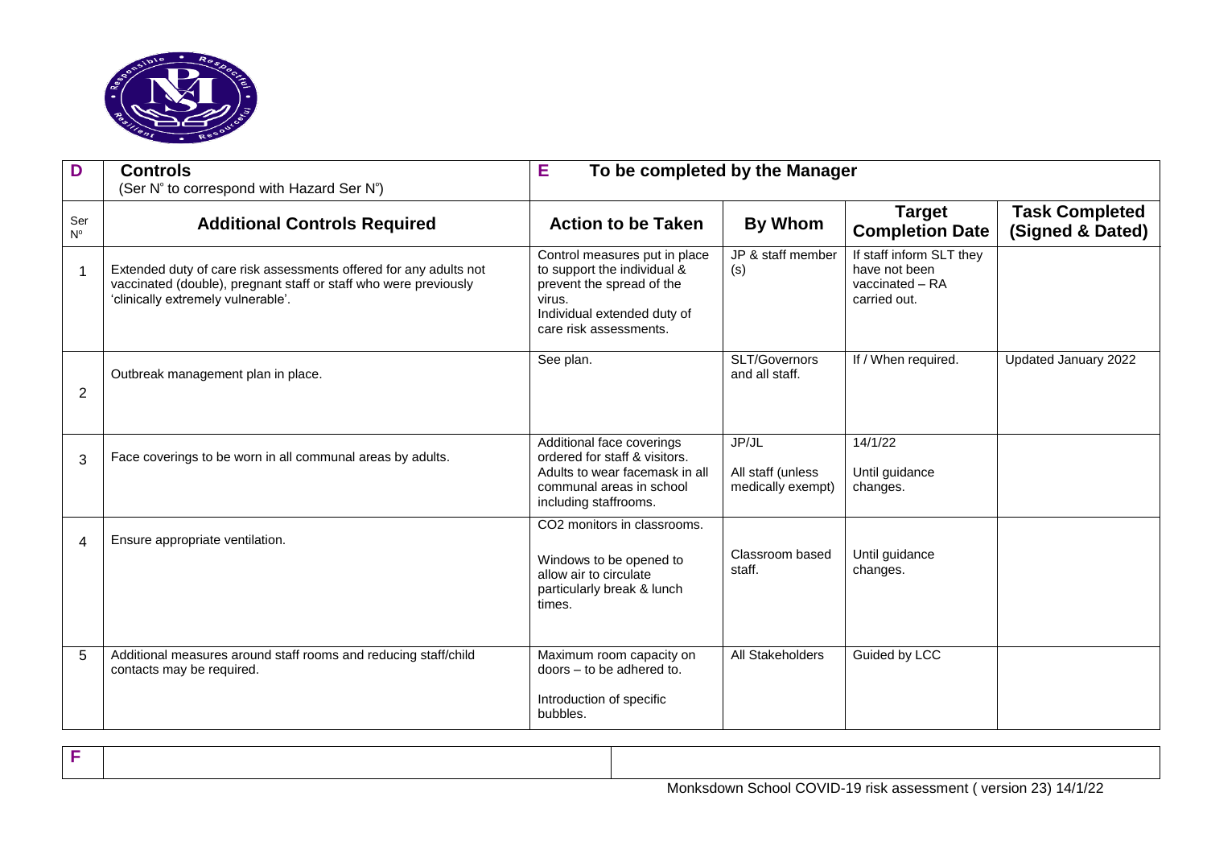| D | Controls (Ser N° to correspond with Hazard Ser N°) | E | To be completed by the Manager | | |
|---|---|---|---|---|---|
| Ser N° | **Additional Controls Required** | **Action to be Taken** | **By Whom** | **Target Completion Date** | **Task Completed (Signed & Dated)** |
| 1 | Extended duty of care risk assessments offered for any adults not vaccinated (double), pregnant staff or staff who were previously 'clinically extremely vulnerable'. | Control measures put in place to support the individual & prevent the spread of the virus. Individual extended duty of care risk assessments. | JP & staff member (s) | If staff inform SLT they have not been vaccinated – RA carried out. | |
| 2 | Outbreak management plan in place. | See plan. | SLT/Governors and all staff. | If / When required. | Updated January 2022 |
| 3 | Face coverings to be worn in all communal areas by adults. | Additional face coverings ordered for staff & visitors. Adults to wear facemask in all communal areas in school including staffrooms. | JP/JL<br><br>All staff (unless medically exempt) | 14/1/22<br><br>Until guidance changes. | |
| 4 | Ensure appropriate ventilation. | CO2 monitors in classrooms.<br><br>Windows to be opened to allow air to circulate particularly break & lunch times. | Classroom based staff. | Until guidance changes. | |
| 5 | Additional measures around staff rooms and reducing staff/child contacts may be required. | Maximum room capacity on doors – to be adhered to.<br><br>Introduction of specific bubbles. | All Stakeholders | Guided by LCC | |

| F | | |
|---|---|---|

Monksdown School COVID-19 risk assessment ( version 23) 14/1/22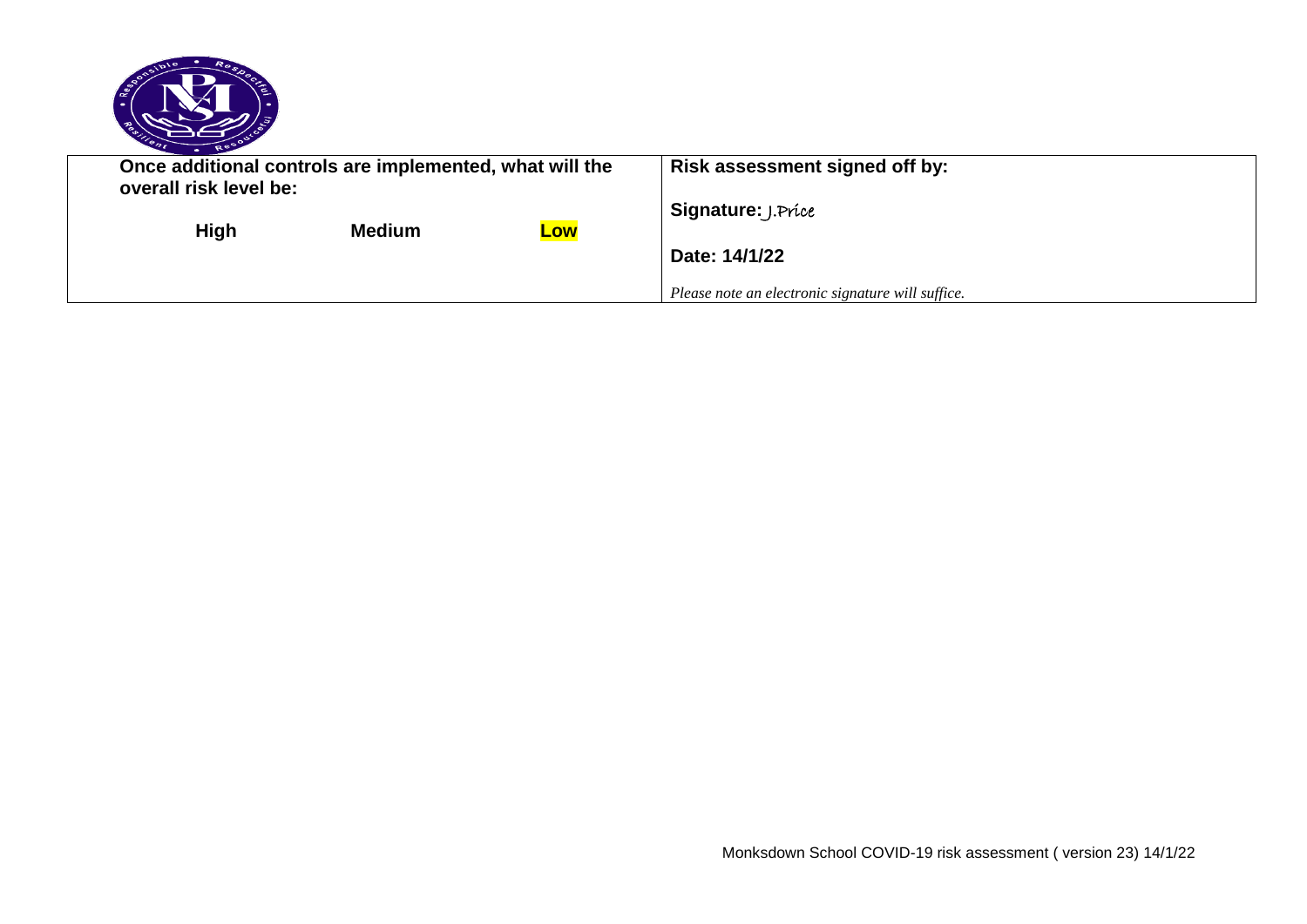| | |
|---|---|
| **Once additional controls are implemented, what will the overall risk level be:**<br><br>**High** **Medium** **Low** | **Risk assessment signed off by:**<br><br>**Signature:** J.Price<br><br>**Date: 14/1/22**<br><br>*Please note an electronic signature will suffice.* |

Monksdown School COVID-19 risk assessment ( version 23) 14/1/22